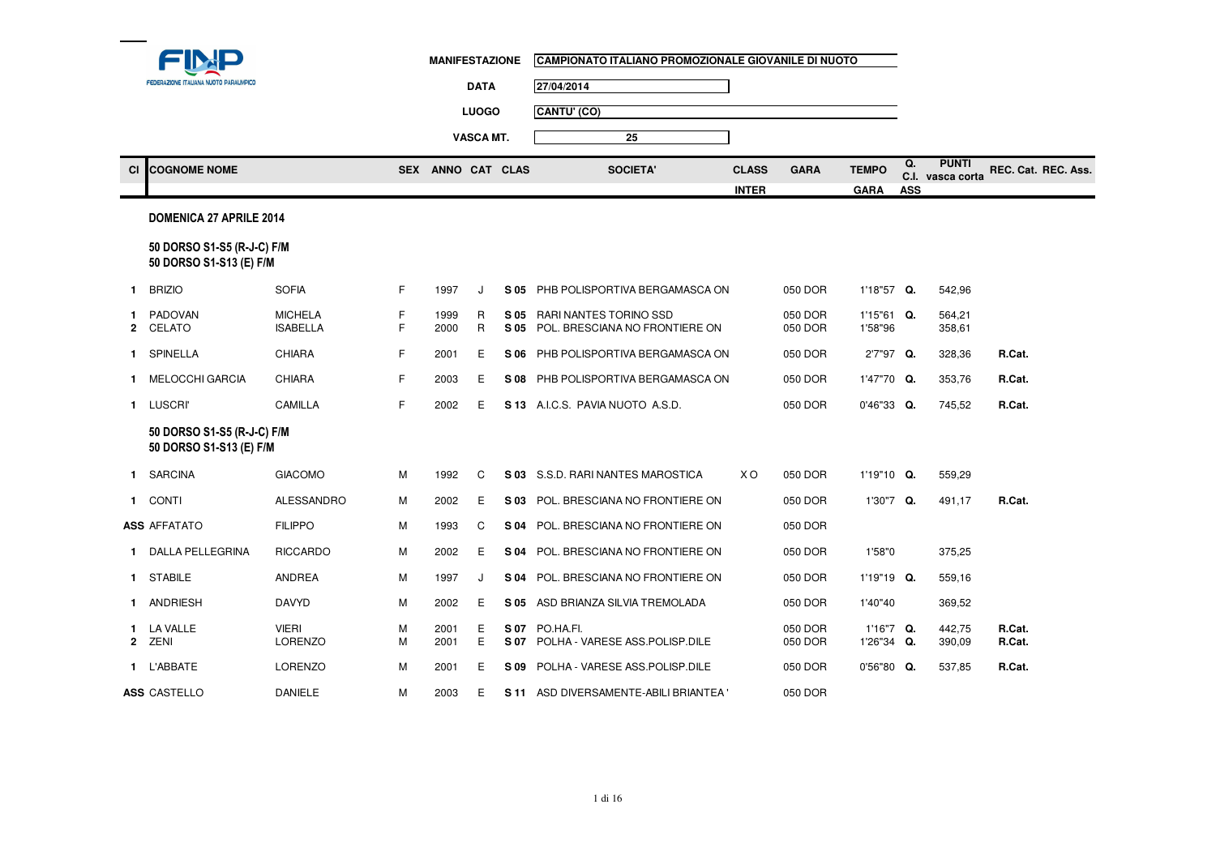FINP FEDERAZIONE ITALIANA NUOTO PARALIMPICO

| | |
|---|---|
| **MANIFESTAZIONE** | CAMPIONATO ITALIANO PROMOZIONALE GIOVANILE DI NUOTO |
| **DATA** | 27/04/2014 |
| **LUOGO** | CANTU' (CO) |
| **VASCA MT.** | 25 |

| Cl | COGNOME | NOME | SEX | ANNO | CAT | CLAS | SOCIETA' | CLASS INTER | GARA | TEMPO GARA | Q. C.I. ASS | PUNTI vasca corta | REC. Cat. | REC. Ass. |
|---|---|---|---|---|---|---|---|---|---|---|---|---|---|---|
| **DOMENICA 27 APRILE 2014** | | | | | | | | | | | | | | |
| **50 DORSO S1-S5 (R-J-C) F/M** | | | | | | | | | | | | | | |
| **50 DORSO S1-S13 (E) F/M** | | | | | | | | | | | | | | |
| 1 | BRIZIO | SOFIA | F | 1997 | J | S 05 | PHB POLISPORTIVA BERGAMASCA ON | | 050 DOR | 1'18"57 | Q. | 542,96 | | |
| 1 | PADOVAN | MICHELA | F | 1999 | R | S 05 | RARI NANTES TORINO SSD | | 050 DOR | 1'15"61 | Q. | 564,21 | | |
| 2 | CELATO | ISABELLA | F | 2000 | R | S 05 | POL. BRESCIANA NO FRONTIERE ON | | 050 DOR | 1'58"96 | | 358,61 | | |
| 1 | SPINELLA | CHIARA | F | 2001 | E | S 06 | PHB POLISPORTIVA BERGAMASCA ON | | 050 DOR | 2'7"97 | Q. | 328,36 | R.Cat. | |
| 1 | MELOCCHI GARCIA | CHIARA | F | 2003 | E | S 08 | PHB POLISPORTIVA BERGAMASCA ON | | 050 DOR | 1'47"70 | Q. | 353,76 | R.Cat. | |
| 1 | LUSCRI' | CAMILLA | F | 2002 | E | S 13 | A.I.C.S. PAVIA NUOTO A.S.D. | | 050 DOR | 0'46"33 | Q. | 745,52 | R.Cat. | |
| **50 DORSO S1-S5 (R-J-C) F/M** | | | | | | | | | | | | | | |
| **50 DORSO S1-S13 (E) F/M** | | | | | | | | | | | | | | |
| 1 | SARCINA | GIACOMO | M | 1992 | C | S 03 | S.S.D. RARI NANTES MAROSTICA | X O | 050 DOR | 1'19"10 | Q. | 559,29 | | |
| 1 | CONTI | ALESSANDRO | M | 2002 | E | S 03 | POL. BRESCIANA NO FRONTIERE ON | | 050 DOR | 1'30"7 | Q. | 491,17 | R.Cat. | |
| ASS | AFFATATO | FILIPPO | M | 1993 | C | S 04 | POL. BRESCIANA NO FRONTIERE ON | | 050 DOR | | | | | |
| 1 | DALLA PELLEGRINA | RICCARDO | M | 2002 | E | S 04 | POL. BRESCIANA NO FRONTIERE ON | | 050 DOR | 1'58"0 | | 375,25 | | |
| 1 | STABILE | ANDREA | M | 1997 | J | S 04 | POL. BRESCIANA NO FRONTIERE ON | | 050 DOR | 1'19"19 | Q. | 559,16 | | |
| 1 | ANDRIESH | DAVYD | M | 2002 | E | S 05 | ASD BRIANZA SILVIA TREMOLADA | | 050 DOR | 1'40"40 | | 369,52 | | |
| 1 | LA VALLE | VIERI | M | 2001 | E | S 07 | PO.HA.FI. | | 050 DOR | 1'16"7 | Q. | 442,75 | R.Cat. | |
| 2 | ZENI | LORENZO | M | 2001 | E | S 07 | POLHA - VARESE ASS.POLISP.DILE | | 050 DOR | 1'26"34 | Q. | 390,09 | R.Cat. | |
| 1 | L'ABBATE | LORENZO | M | 2001 | E | S 09 | POLHA - VARESE ASS.POLISP.DILE | | 050 DOR | 0'56"80 | Q. | 537,85 | R.Cat. | |
| ASS | CASTELLO | DANIELE | M | 2003 | E | S 11 | ASD DIVERSAMENTE-ABILI BRIANTEA ' | | 050 DOR | | | | | |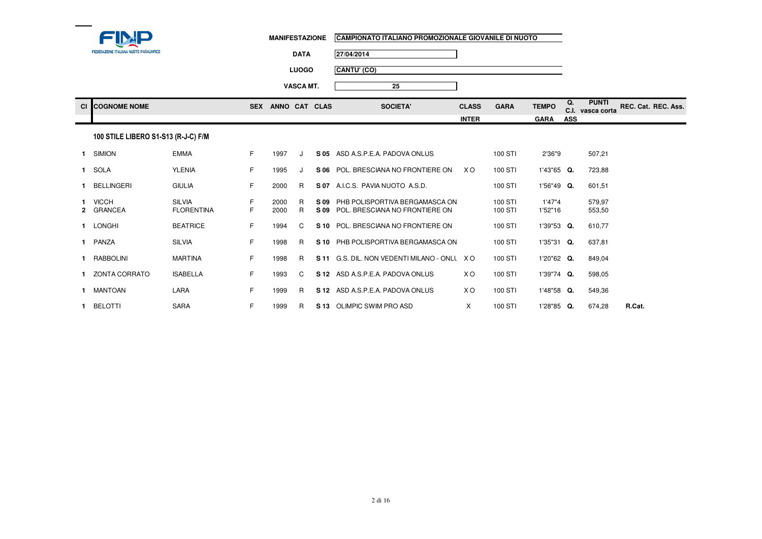FINP FEDERAZIONE ITALIANA NUOTO PARALIMPICO

**MANIFESTAZIONE** CAMPIONATO ITALIANO PROMOZIONALE GIOVANILE DI NUOTO

**DATA** 27/04/2014

**LUOGO** CANTU' (CO)

**VASCA MT.** 25

| Cl | COGNOME NOME | | SEX | ANNO | CAT | CLAS | SOCIETA' | CLASS INTER | GARA | TEMPO GARA | Q. C.I. ASS | PUNTI vasca corta | REC. Cat. | REC. Ass. |
|---|---|---|---|---|---|---|---|---|---|---|---|---|---|---|
| | **100 STILE LIBERO S1-S13 (R-J-C) F/M** | | | | | | | | | | | | | |
| 1 | SIMION | EMMA | F | 1997 | J | S 05 | ASD A.S.P.E.A. PADOVA ONLUS | | 100 STI | 2'36"9 | | 507,21 | | |
| 1 | SOLA | YLENIA | F | 1995 | J | S 06 | POL. BRESCIANA NO FRONTIERE ON | X O | 100 STI | 1'43"65 | Q. | 723,88 | | |
| 1 | BELLINGERI | GIULIA | F | 2000 | R | S 07 | A.I.C.S. PAVIA NUOTO A.S.D. | | 100 STI | 1'56"49 | Q. | 601,51 | | |
| 1 | VICCH | SILVIA | F | 2000 | R | S 09 | PHB POLISPORTIVA BERGAMASCA ON | | 100 STI | 1'47"4 | | 579,97 | | |
| 2 | GRANCEA | FLORENTINA | F | 2000 | R | S 09 | POL. BRESCIANA NO FRONTIERE ON | | 100 STI | 1'52"16 | | 553,50 | | |
| 1 | LONGHI | BEATRICE | F | 1994 | C | S 10 | POL. BRESCIANA NO FRONTIERE ON | | 100 STI | 1'39"53 | Q. | 610,77 | | |
| 1 | PANZA | SILVIA | F | 1998 | R | S 10 | PHB POLISPORTIVA BERGAMASCA ON | | 100 STI | 1'35"31 | Q. | 637,81 | | |
| 1 | RABBOLINI | MARTINA | F | 1998 | R | S 11 | G.S. DIL. NON VEDENTI MILANO - ONLU | X O | 100 STI | 1'20"62 | Q. | 849,04 | | |
| 1 | ZONTA CORRATO | ISABELLA | F | 1993 | C | S 12 | ASD A.S.P.E.A. PADOVA ONLUS | X O | 100 STI | 1'39"74 | Q. | 598,05 | | |
| 1 | MANTOAN | LARA | F | 1999 | R | S 12 | ASD A.S.P.E.A. PADOVA ONLUS | X O | 100 STI | 1'48"58 | Q. | 549,36 | | |
| 1 | BELOTTI | SARA | F | 1999 | R | S 13 | OLIMPIC SWIM PRO ASD | X | 100 STI | 1'28"85 | Q. | 674,28 | R.Cat. | |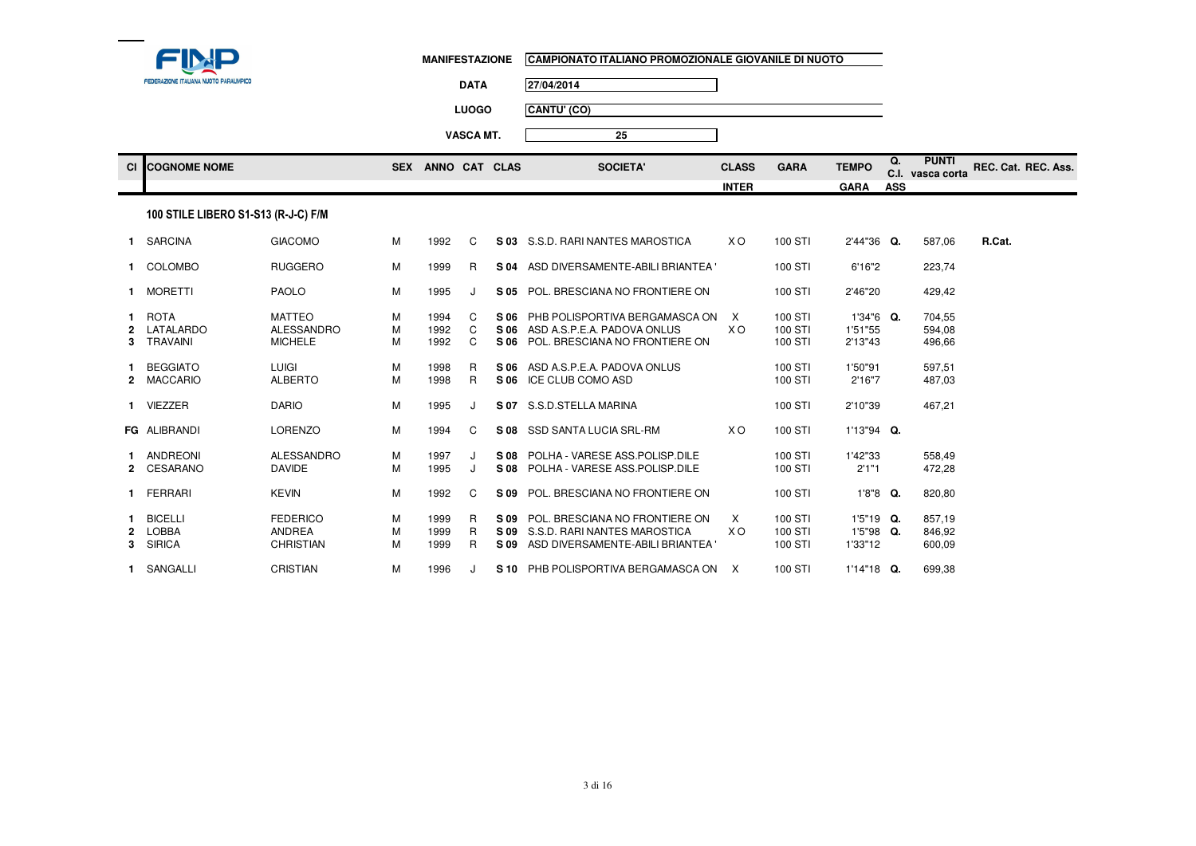FINP FEDERAZIONE ITALIANA NUOTO PARALIMPICO

**MANIFESTAZIONE** CAMPIONATO ITALIANO PROMOZIONALE GIOVANILE DI NUOTO

**DATA** 27/04/2014

**LUOGO** CANTU' (CO)

**VASCA MT.** 25

| Cl | COGNOME NOME | | SEX | ANNO | CAT | CLAS | SOCIETA' | CLASS INTER | GARA | TEMPO GARA | Q. C.I. ASS | PUNTI vasca corta | REC. Cat. | REC. Ass. |
|---|---|---|---|---|---|---|---|---|---|---|---|---|---|---|
| | **100 STILE LIBERO S1-S13 (R-J-C) F/M** | | | | | | | | | | | | | |
| 1 | SARCINA | GIACOMO | M | 1992 | C | **S 03** | S.S.D. RARI NANTES MAROSTICA | X O | 100 STI | 2'44"36 | **Q.** | 587,06 | **R.Cat.** | |
| 1 | COLOMBO | RUGGERO | M | 1999 | R | **S 04** | ASD DIVERSAMENTE-ABILI BRIANTEA ' | | 100 STI | 6'16"2 | | 223,74 | | |
| 1 | MORETTI | PAOLO | M | 1995 | J | **S 05** | POL. BRESCIANA NO FRONTIERE ON | | 100 STI | 2'46"20 | | 429,42 | | |
| 1 | ROTA | MATTEO | M | 1994 | C | **S 06** | PHB POLISPORTIVA BERGAMASCA ON | X | 100 STI | 1'34"6 | **Q.** | 704,55 | | |
| 2 | LATALARDO | ALESSANDRO | M | 1992 | C | **S 06** | ASD A.S.P.E.A. PADOVA ONLUS | X O | 100 STI | 1'51"55 | | 594,08 | | |
| 3 | TRAVAINI | MICHELE | M | 1992 | C | **S 06** | POL. BRESCIANA NO FRONTIERE ON | | 100 STI | 2'13"43 | | 496,66 | | |
| 1 | BEGGIATO | LUIGI | M | 1998 | R | **S 06** | ASD A.S.P.E.A. PADOVA ONLUS | | 100 STI | 1'50"91 | | 597,51 | | |
| 2 | MACCARIO | ALBERTO | M | 1998 | R | **S 06** | ICE CLUB COMO ASD | | 100 STI | 2'16"7 | | 487,03 | | |
| 1 | VIEZZER | DARIO | M | 1995 | J | **S 07** | S.S.D.STELLA MARINA | | 100 STI | 2'10"39 | | 467,21 | | |
| FG | ALIBRANDI | LORENZO | M | 1994 | C | **S 08** | SSD SANTA LUCIA SRL-RM | X O | 100 STI | 1'13"94 | **Q.** | | | |
| 1 | ANDREONI | ALESSANDRO | M | 1997 | J | **S 08** | POLHA - VARESE ASS.POLISP.DILE | | 100 STI | 1'42"33 | | 558,49 | | |
| 2 | CESARANO | DAVIDE | M | 1995 | J | **S 08** | POLHA - VARESE ASS.POLISP.DILE | | 100 STI | 2'1"1 | | 472,28 | | |
| 1 | FERRARI | KEVIN | M | 1992 | C | **S 09** | POL. BRESCIANA NO FRONTIERE ON | | 100 STI | 1'8"8 | **Q.** | 820,80 | | |
| 1 | BICELLI | FEDERICO | M | 1999 | R | **S 09** | POL. BRESCIANA NO FRONTIERE ON | X | 100 STI | 1'5"19 | **Q.** | 857,19 | | |
| 2 | LOBBA | ANDREA | M | 1999 | R | **S 09** | S.S.D. RARI NANTES MAROSTICA | X O | 100 STI | 1'5"98 | **Q.** | 846,92 | | |
| 3 | SIRICA | CHRISTIAN | M | 1999 | R | **S 09** | ASD DIVERSAMENTE-ABILI BRIANTEA ' | | 100 STI | 1'33"12 | | 600,09 | | |
| 1 | SANGALLI | CRISTIAN | M | 1996 | J | **S 10** | PHB POLISPORTIVA BERGAMASCA ON | X | 100 STI | 1'14"18 | **Q.** | 699,38 | | |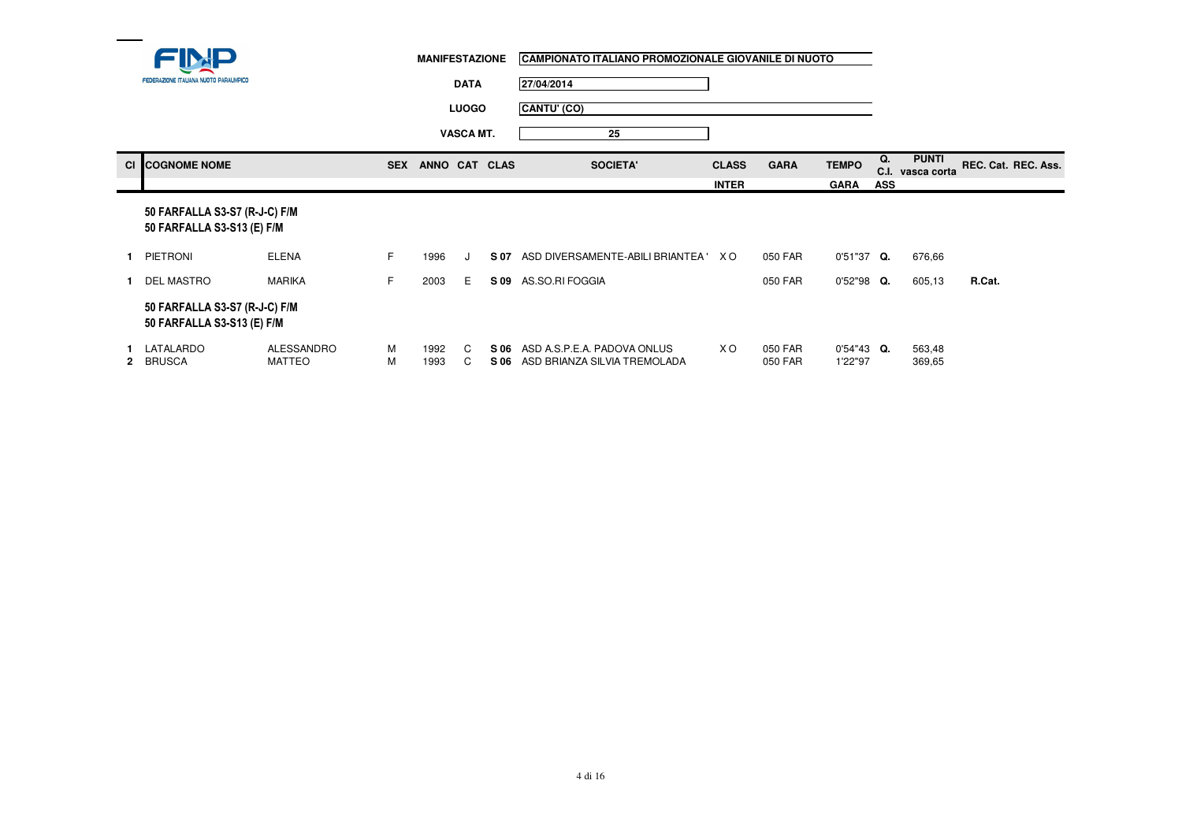FINP FEDERAZIONE ITALIANA NUOTO PARALIMPICO

**MANIFESTAZIONE** CAMPIONATO ITALIANO PROMOZIONALE GIOVANILE DI NUOTO

**DATA** 27/04/2014

**LUOGO** CANTU' (CO)

**VASCA MT.** 25

| Cl | COGNOME NOME | | SEX | ANNO | CAT | CLAS | SOCIETA' | CLASS INTER | GARA | TEMPO GARA | Q. C.I. ASS | PUNTI vasca corta | REC. Cat. | REC. Ass. |
|---|---|---|---|---|---|---|---|---|---|---|---|---|---|---|
| | **50 FARFALLA S3-S7 (R-J-C) F/M** **50 FARFALLA S3-S13 (E) F/M** | | | | | | | | | | | | | |
| 1 | PIETRONI | ELENA | F | 1996 | J | **S 07** | ASD DIVERSAMENTE-ABILI BRIANTEA ' | X O | 050 FAR | 0'51"37 | **Q.** | 676,66 | | |
| 1 | DEL MASTRO | MARIKA | F | 2003 | E | **S 09** | AS.SO.RI FOGGIA | | 050 FAR | 0'52"98 | **Q.** | 605,13 | **R.Cat.** | |
| | **50 FARFALLA S3-S7 (R-J-C) F/M** **50 FARFALLA S3-S13 (E) F/M** | | | | | | | | | | | | | |
| 1 | LATALARDO | ALESSANDRO | M | 1992 | C | **S 06** | ASD A.S.P.E.A. PADOVA ONLUS | X O | 050 FAR | 0'54"43 | **Q.** | 563,48 | | |
| 2 | BRUSCA | MATTEO | M | 1993 | C | **S 06** | ASD BRIANZA SILVIA TREMOLADA | | 050 FAR | 1'22"97 | | 369,65 | | |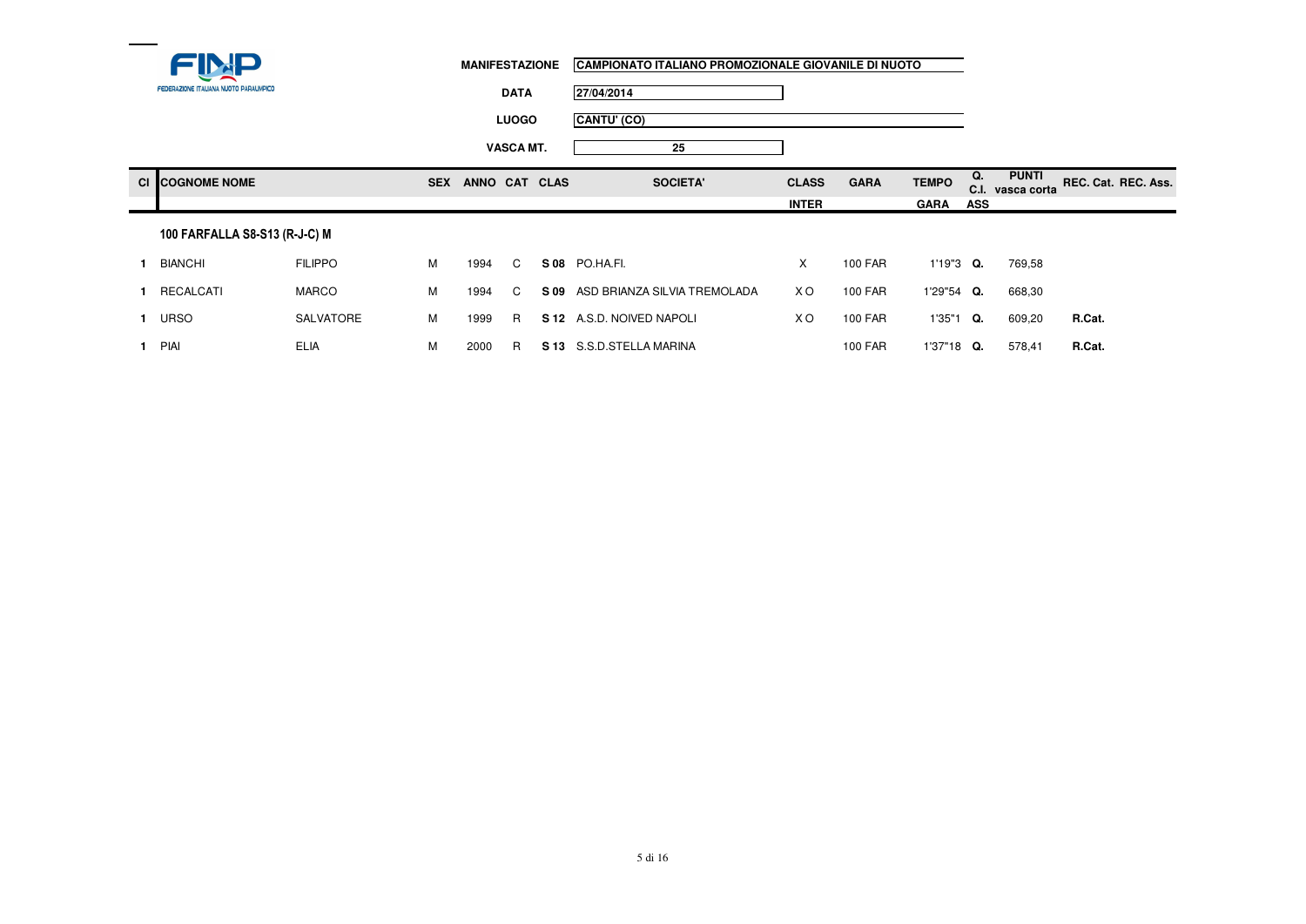FINP
FEDERAZIONE ITALIANA NUOTO PARALIMPICO

**MANIFESTAZIONE** CAMPIONATO ITALIANO PROMOZIONALE GIOVANILE DI NUOTO

**DATA** 27/04/2014

**LUOGO** CANTU' (CO)

**VASCA MT.** 25

| Cl | COGNOME NOME | | SEX | ANNO | CAT | CLAS | SOCIETA' | CLASS INTER | GARA | TEMPO GARA | Q. C.I. ASS | PUNTI vasca corta | REC. Cat. | REC. Ass. |
|---|---|---|---|---|---|---|---|---|---|---|---|---|---|---|
| | **100 FARFALLA S8-S13 (R-J-C) M** | | | | | | | | | | | | | |
| 1 | BIANCHI | FILIPPO | M | 1994 | C | **S 08** | PO.HA.FI. | X | 100 FAR | 1'19"3 | **Q.** | 769,58 | | |
| 1 | RECALCATI | MARCO | M | 1994 | C | **S 09** | ASD BRIANZA SILVIA TREMOLADA | X O | 100 FAR | 1'29"54 | **Q.** | 668,30 | | |
| 1 | URSO | SALVATORE | M | 1999 | R | **S 12** | A.S.D. NOIVED NAPOLI | X O | 100 FAR | 1'35"1 | **Q.** | 609,20 | **R.Cat.** | |
| 1 | PIAI | ELIA | M | 2000 | R | **S 13** | S.S.D.STELLA MARINA | | 100 FAR | 1'37"18 | **Q.** | 578,41 | **R.Cat.** | |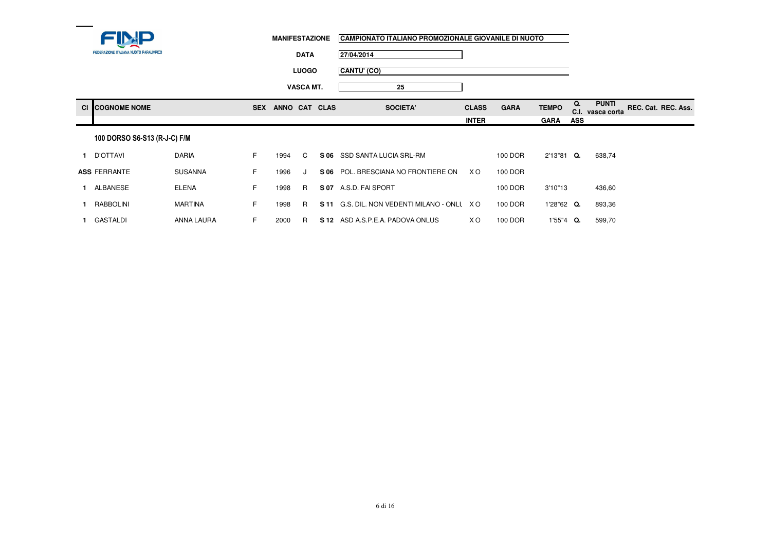FINP
FEDERAZIONE ITALIANA NUOTO PARALIMPICO

**MANIFESTAZIONE** CAMPIONATO ITALIANO PROMOZIONALE GIOVANILE DI NUOTO

**DATA** 27/04/2014

**LUOGO** CANTU' (CO)

**VASCA MT.** 25

| Cl | COGNOME NOME | | SEX | ANNO | CAT | CLAS | SOCIETA' | CLASS INTER | GARA | TEMPO GARA | Q. C.I. ASS | PUNTI vasca corta | REC. Cat. | REC. Ass. |
|---|---|---|---|---|---|---|---|---|---|---|---|---|---|---|
| | **100 DORSO S6-S13 (R-J-C) F/M** | | | | | | | | | | | | | |
| 1 | D'OTTAVI | DARIA | F | 1994 | C | **S 06** | SSD SANTA LUCIA SRL-RM | | 100 DOR | 2'13"81 | **Q.** | 638,74 | | |
| **ASS** | FERRANTE | SUSANNA | F | 1996 | J | **S 06** | POL. BRESCIANA NO FRONTIERE ON | X O | 100 DOR | | | | | |
| 1 | ALBANESE | ELENA | F | 1998 | R | **S 07** | A.S.D. FAI SPORT | | 100 DOR | 3'10"13 | | 436,60 | | |
| 1 | RABBOLINI | MARTINA | F | 1998 | R | **S 11** | G.S. DIL. NON VEDENTI MILANO - ONLU | X O | 100 DOR | 1'28"62 | **Q.** | 893,36 | | |
| 1 | GASTALDI | ANNA LAURA | F | 2000 | R | **S 12** | ASD A.S.P.E.A. PADOVA ONLUS | X O | 100 DOR | 1'55"4 | **Q.** | 599,70 | | |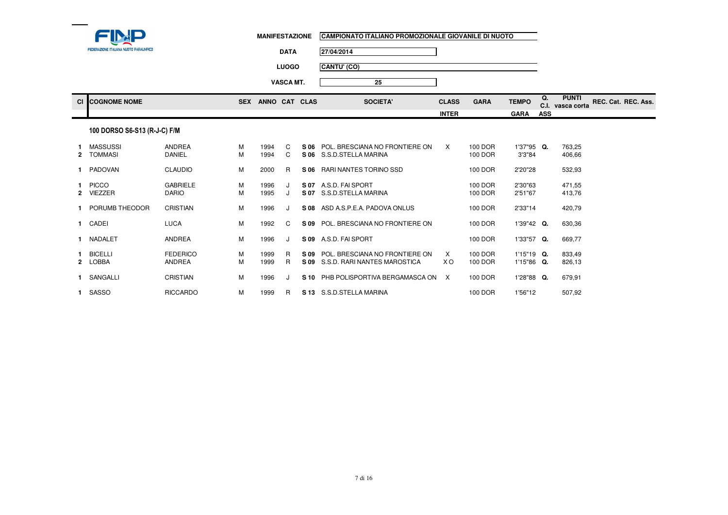FINP
FEDERAZIONE ITALIANA NUOTO PARALIMPICO

**MANIFESTAZIONE** CAMPIONATO ITALIANO PROMOZIONALE GIOVANILE DI NUOTO

**DATA** 27/04/2014

**LUOGO** CANTU' (CO)

**VASCA MT.** 25

| Cl | COGNOME NOME | | SEX | ANNO | CAT | CLAS | SOCIETA' | CLASS INTER | GARA | TEMPO GARA | Q. C.I. ASS | PUNTI vasca corta | REC. Cat. | REC. Ass. |
|---|---|---|---|---|---|---|---|---|---|---|---|---|---|---|
| | **100 DORSO S6-S13 (R-J-C) F/M** | | | | | | | | | | | | | |
| 1 | MASSUSSI | ANDREA | M | 1994 | C | S 06 | POL. BRESCIANA NO FRONTIERE ON | X | 100 DOR | 1'37"95 | Q. | 763,25 | | |
| 2 | TOMMASI | DANIEL | M | 1994 | C | S 06 | S.S.D.STELLA MARINA | | 100 DOR | 3'3"84 | | 406,66 | | |
| 1 | PADOVAN | CLAUDIO | M | 2000 | R | S 06 | RARI NANTES TORINO SSD | | 100 DOR | 2'20"28 | | 532,93 | | |
| 1 | PICCO | GABRIELE | M | 1996 | J | S 07 | A.S.D. FAI SPORT | | 100 DOR | 2'30"63 | | 471,55 | | |
| 2 | VIEZZER | DARIO | M | 1995 | J | S 07 | S.S.D.STELLA MARINA | | 100 DOR | 2'51"67 | | 413,76 | | |
| 1 | PORUMB THEODOR | CRISTIAN | M | 1996 | J | S 08 | ASD A.S.P.E.A. PADOVA ONLUS | | 100 DOR | 2'33"14 | | 420,79 | | |
| 1 | CADEI | LUCA | M | 1992 | C | S 09 | POL. BRESCIANA NO FRONTIERE ON | | 100 DOR | 1'39"42 | Q. | 630,36 | | |
| 1 | NADALET | ANDREA | M | 1996 | J | S 09 | A.S.D. FAI SPORT | | 100 DOR | 1'33"57 | Q. | 669,77 | | |
| 1 | BICELLI | FEDERICO | M | 1999 | R | S 09 | POL. BRESCIANA NO FRONTIERE ON | X | 100 DOR | 1'15"19 | Q. | 833,49 | | |
| 2 | LOBBA | ANDREA | M | 1999 | R | S 09 | S.S.D. RARI NANTES MAROSTICA | X O | 100 DOR | 1'15"86 | Q. | 826,13 | | |
| 1 | SANGALLI | CRISTIAN | M | 1996 | J | S 10 | PHB POLISPORTIVA BERGAMASCA ON | X | 100 DOR | 1'28"88 | Q. | 679,91 | | |
| 1 | SASSO | RICCARDO | M | 1999 | R | S 13 | S.S.D.STELLA MARINA | | 100 DOR | 1'56"12 | | 507,92 | | |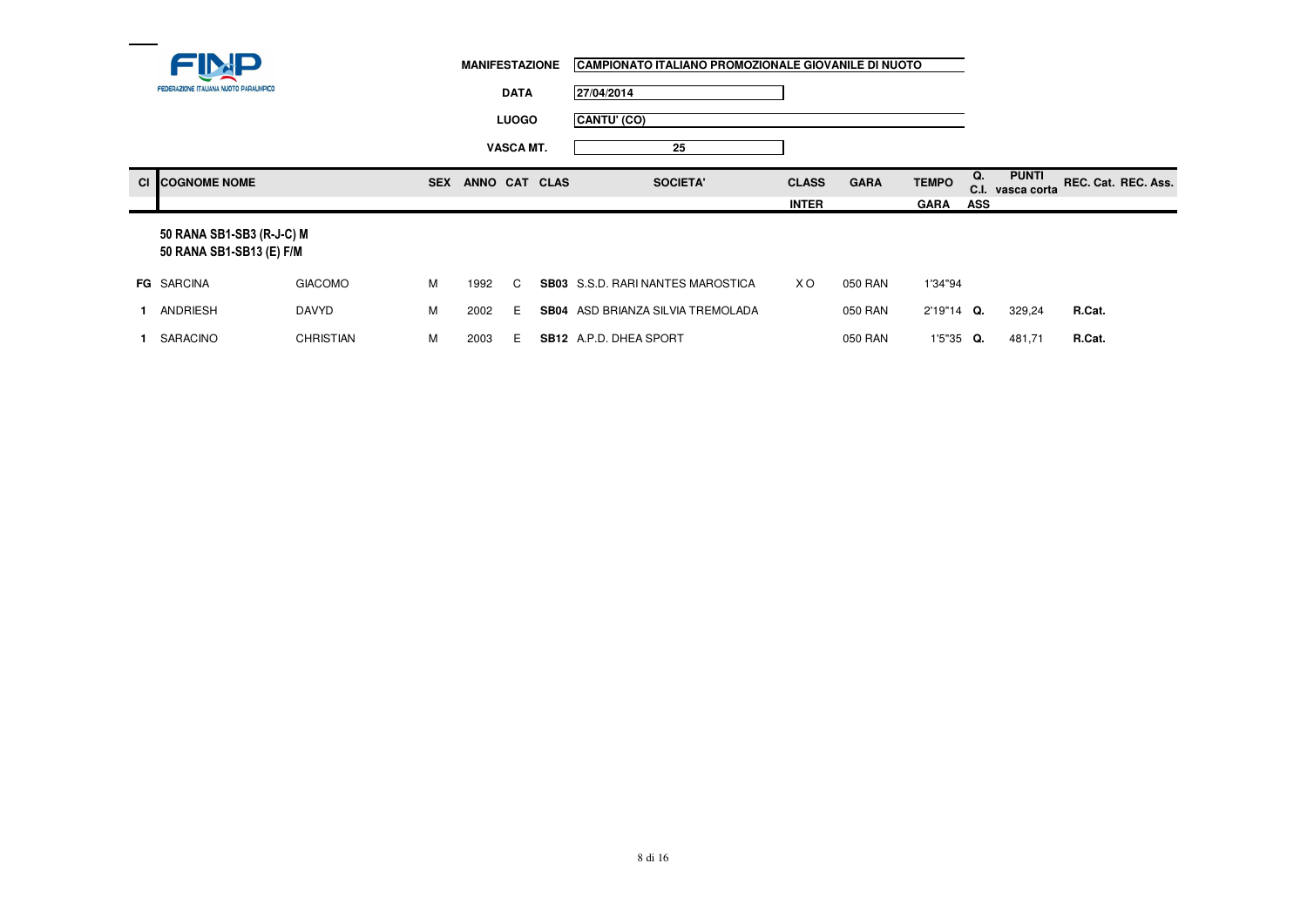FINP
FEDERAZIONE ITALIANA NUOTO PARALIMPICO

**MANIFESTAZIONE** CAMPIONATO ITALIANO PROMOZIONALE GIOVANILE DI NUOTO

**DATA** 27/04/2014

**LUOGO** CANTU' (CO)

**VASCA MT.** 25

| Cl | COGNOME NOME | | SEX | ANNO | CAT | CLAS | SOCIETA' | CLASS INTER | GARA | TEMPO GARA | Q. C.I. ASS | PUNTI vasca corta | REC. Cat. | REC. Ass. |
|---|---|---|---|---|---|---|---|---|---|---|---|---|---|---|
| | **50 RANA SB1-SB3 (R-J-C) M** | | | | | | | | | | | | | |
| | **50 RANA SB1-SB13 (E) F/M** | | | | | | | | | | | | | |
| **FG** | SARCINA | GIACOMO | M | 1992 | C | **SB03** | S.S.D. RARI NANTES MAROSTICA | X O | 050 RAN | 1'34"94 | | | | |
| **1** | ANDRIESH | DAVYD | M | 2002 | E | **SB04** | ASD BRIANZA SILVIA TREMOLADA | | 050 RAN | 2'19"14 | **Q.** | 329,24 | **R.Cat.** | |
| **1** | SARACINO | CHRISTIAN | M | 2003 | E | **SB12** | A.P.D. DHEA SPORT | | 050 RAN | 1'5"35 | **Q.** | 481,71 | **R.Cat.** | |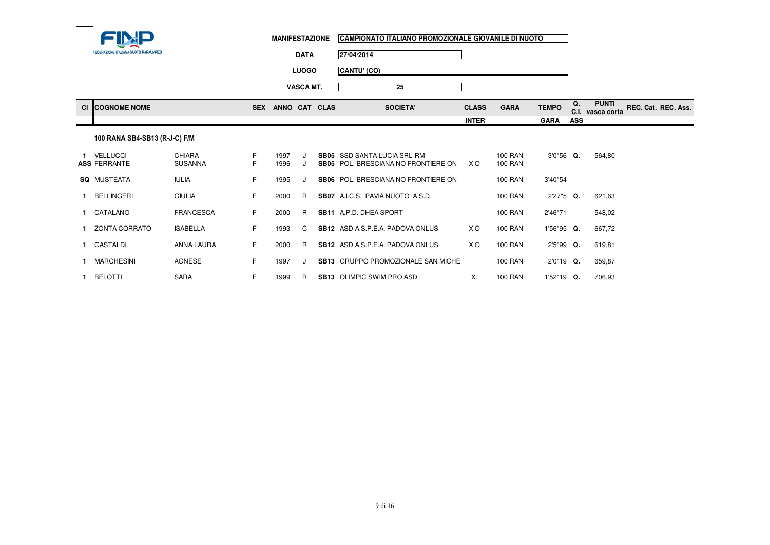FINP – FEDERAZIONE ITALIANA NUOTO PARALIMPICO

| | |
|---|---|
| **MANIFESTAZIONE** | CAMPIONATO ITALIANO PROMOZIONALE GIOVANILE DI NUOTO |
| **DATA** | 27/04/2014 |
| **LUOGO** | CANTU' (CO) |
| **VASCA MT.** | 25 |

### 100 RANA SB4-SB13 (R-J-C) F/M

| Cl | COGNOME NOME | | SEX | ANNO | CAT | CLAS | SOCIETA' | CLASS INTER | GARA | TEMPO GARA | Q. C.I. ASS | PUNTI vasca corta | REC. Cat. | REC. Ass. |
|---|---|---|---|---|---|---|---|---|---|---|---|---|---|---|
| 1 | VELLUCCI | CHIARA | F | 1997 | J | SB05 | SSD SANTA LUCIA SRL-RM | | 100 RAN | 3'0"56 | Q. | 564,80 | | |
| ASS | FERRANTE | SUSANNA | F | 1996 | J | SB05 | POL. BRESCIANA NO FRONTIERE ON | X O | 100 RAN | | | | | |
| SQ | MUSTEATA | IULIA | F | 1995 | J | SB06 | POL. BRESCIANA NO FRONTIERE ON | | 100 RAN | 3'40"54 | | | | |
| 1 | BELLINGERI | GIULIA | F | 2000 | R | SB07 | A.I.C.S. PAVIA NUOTO A.S.D. | | 100 RAN | 2'27"5 | Q. | 621,63 | | |
| 1 | CATALANO | FRANCESCA | F | 2000 | R | SB11 | A.P.D. DHEA SPORT | | 100 RAN | 2'46"71 | | 548,02 | | |
| 1 | ZONTA CORRATO | ISABELLA | F | 1993 | C | SB12 | ASD A.S.P.E.A. PADOVA ONLUS | X O | 100 RAN | 1'56"95 | Q. | 667,72 | | |
| 1 | GASTALDI | ANNA LAURA | F | 2000 | R | SB12 | ASD A.S.P.E.A. PADOVA ONLUS | X O | 100 RAN | 2'5"99 | Q. | 619,81 | | |
| 1 | MARCHESINI | AGNESE | F | 1997 | J | SB13 | GRUPPO PROMOZIONALE SAN MICHEI | | 100 RAN | 2'0"19 | Q. | 659,87 | | |
| 1 | BELOTTI | SARA | F | 1999 | R | SB13 | OLIMPIC SWIM PRO ASD | X | 100 RAN | 1'52"19 | Q. | 706,93 | | |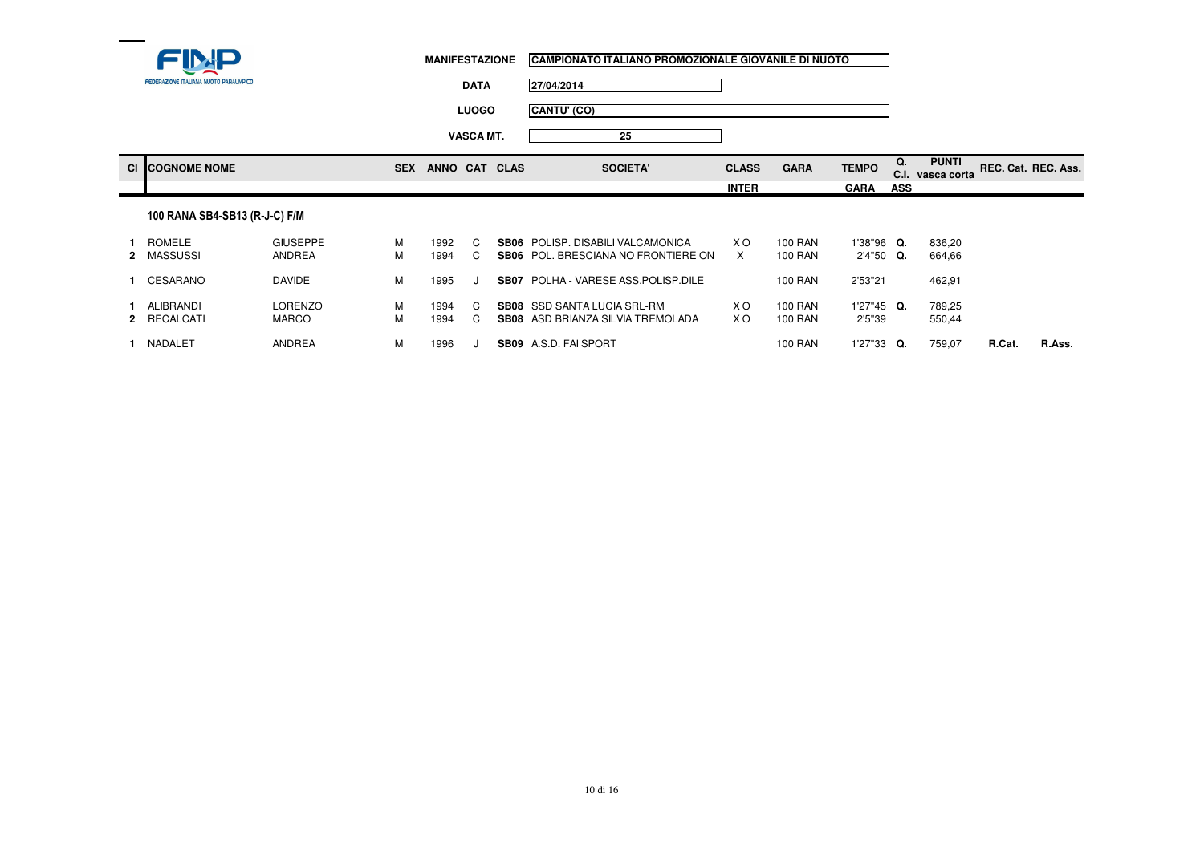FINP FEDERAZIONE ITALIANA NUOTO PARALIMPICO

**MANIFESTAZIONE** CAMPIONATO ITALIANO PROMOZIONALE GIOVANILE DI NUOTO

**DATA** 27/04/2014

**LUOGO** CANTU' (CO)

**VASCA MT.** 25

| Cl | COGNOME NOME | | SEX | ANNO | CAT | CLAS | SOCIETA' | CLASS INTER | GARA | TEMPO GARA | Q. C.I. ASS | PUNTI vasca corta | REC. Cat. | REC. Ass. |
|---|---|---|---|---|---|---|---|---|---|---|---|---|---|---|
| | **100 RANA SB4-SB13 (R-J-C) F/M** | | | | | | | | | | | | | |
| 1 | ROMELE | GIUSEPPE | M | 1992 | C | SB06 | POLISP. DISABILI VALCAMONICA | X O | 100 RAN | 1'38"96 | Q. | 836,20 | | |
| 2 | MASSUSSI | ANDREA | M | 1994 | C | SB06 | POL. BRESCIANA NO FRONTIERE ON | X | 100 RAN | 2'4"50 | Q. | 664,66 | | |
| 1 | CESARANO | DAVIDE | M | 1995 | J | SB07 | POLHA - VARESE ASS.POLISP.DILE | | 100 RAN | 2'53"21 | | 462,91 | | |
| 1 | ALIBRANDI | LORENZO | M | 1994 | C | SB08 | SSD SANTA LUCIA SRL-RM | X O | 100 RAN | 1'27"45 | Q. | 789,25 | | |
| 2 | RECALCATI | MARCO | M | 1994 | C | SB08 | ASD BRIANZA SILVIA TREMOLADA | X O | 100 RAN | 2'5"39 | | 550,44 | | |
| 1 | NADALET | ANDREA | M | 1996 | J | SB09 | A.S.D. FAI SPORT | | 100 RAN | 1'27"33 | Q. | 759,07 | R.Cat. | R.Ass. |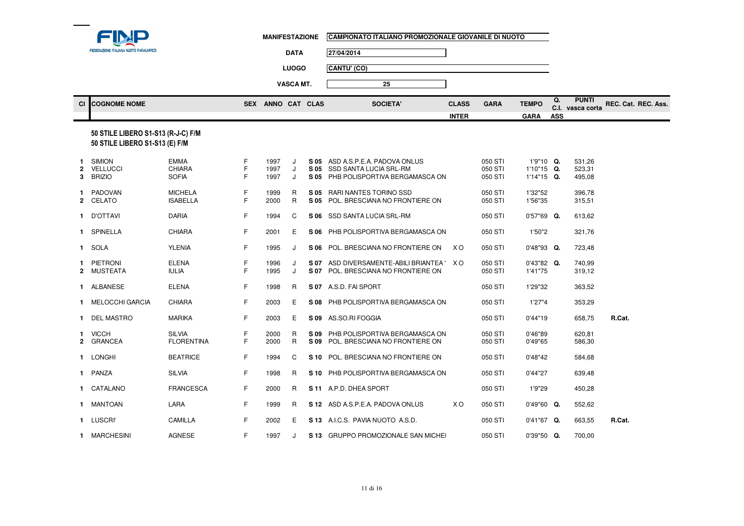FEDERAZIONE ITALIANA NUOTO PARALIMPICO

**MANIFESTAZIONE** CAMPIONATO ITALIANO PROMOZIONALE GIOVANILE DI NUOTO

**DATA** 27/04/2014

**LUOGO** CANTU' (CO)

**VASCA MT.** 25

## 50 STILE LIBERO S1-S13 (R-J-C) F/M
## 50 STILE LIBERO S1-S13 (E) F/M

| Cl | COGNOME | NOME | SEX | ANNO | CAT | CLAS | SOCIETA' | CLASS INTER | GARA | TEMPO GARA | Q. C.I. ASS | PUNTI vasca corta | REC. Cat. | REC. Ass. |
|---|---|---|---|---|---|---|---|---|---|---|---|---|---|---|
| 1 | SIMION | EMMA | F | 1997 | J | S 05 | ASD A.S.P.E.A. PADOVA ONLUS | | 050 STI | 1'9"10 | Q. | 531,26 | | |
| 2 | VELLUCCI | CHIARA | F | 1997 | J | S 05 | SSD SANTA LUCIA SRL-RM | | 050 STI | 1'10"15 | Q. | 523,31 | | |
| 3 | BRIZIO | SOFIA | F | 1997 | J | S 05 | PHB POLISPORTIVA BERGAMASCA ON | | 050 STI | 1'14"15 | Q. | 495,08 | | |
| 1 | PADOVAN | MICHELA | F | 1999 | R | S 05 | RARI NANTES TORINO SSD | | 050 STI | 1'32"52 | | 396,78 | | |
| 2 | CELATO | ISABELLA | F | 2000 | R | S 05 | POL. BRESCIANA NO FRONTIERE ON | | 050 STI | 1'56"35 | | 315,51 | | |
| 1 | D'OTTAVI | DARIA | F | 1994 | C | S 06 | SSD SANTA LUCIA SRL-RM | | 050 STI | 0'57"69 | Q. | 613,62 | | |
| 1 | SPINELLA | CHIARA | F | 2001 | E | S 06 | PHB POLISPORTIVA BERGAMASCA ON | | 050 STI | 1'50"2 | | 321,76 | | |
| 1 | SOLA | YLENIA | F | 1995 | J | S 06 | POL. BRESCIANA NO FRONTIERE ON | X O | 050 STI | 0'48"93 | Q. | 723,48 | | |
| 1 | PIETRONI | ELENA | F | 1996 | J | S 07 | ASD DIVERSAMENTE-ABILI BRIANTEA ' | X O | 050 STI | 0'43"82 | Q. | 740,99 | | |
| 2 | MUSTEATA | IULIA | F | 1995 | J | S 07 | POL. BRESCIANA NO FRONTIERE ON | | 050 STI | 1'41"75 | | 319,12 | | |
| 1 | ALBANESE | ELENA | F | 1998 | R | S 07 | A.S.D. FAI SPORT | | 050 STI | 1'29"32 | | 363,52 | | |
| 1 | MELOCCHI GARCIA | CHIARA | F | 2003 | E | S 08 | PHB POLISPORTIVA BERGAMASCA ON | | 050 STI | 1'27"4 | | 353,29 | | |
| 1 | DEL MASTRO | MARIKA | F | 2003 | E | S 09 | AS.SO.RI FOGGIA | | 050 STI | 0'44"19 | | 658,75 | R.Cat. | |
| 1 | VICCH | SILVIA | F | 2000 | R | S 09 | PHB POLISPORTIVA BERGAMASCA ON | | 050 STI | 0'46"89 | | 620,81 | | |
| 2 | GRANCEA | FLORENTINA | F | 2000 | R | S 09 | POL. BRESCIANA NO FRONTIERE ON | | 050 STI | 0'49"65 | | 586,30 | | |
| 1 | LONGHI | BEATRICE | F | 1994 | C | S 10 | POL. BRESCIANA NO FRONTIERE ON | | 050 STI | 0'48"42 | | 584,68 | | |
| 1 | PANZA | SILVIA | F | 1998 | R | S 10 | PHB POLISPORTIVA BERGAMASCA ON | | 050 STI | 0'44"27 | | 639,48 | | |
| 1 | CATALANO | FRANCESCA | F | 2000 | R | S 11 | A.P.D. DHEA SPORT | | 050 STI | 1'9"29 | | 450,28 | | |
| 1 | MANTOAN | LARA | F | 1999 | R | S 12 | ASD A.S.P.E.A. PADOVA ONLUS | X O | 050 STI | 0'49"60 | Q. | 552,62 | | |
| 1 | LUSCRI' | CAMILLA | F | 2002 | E | S 13 | A.I.C.S. PAVIA NUOTO A.S.D. | | 050 STI | 0'41"67 | Q. | 663,55 | R.Cat. | |
| 1 | MARCHESINI | AGNESE | F | 1997 | J | S 13 | GRUPPO PROMOZIONALE SAN MICHEI | | 050 STI | 0'39"50 | Q. | 700,00 | | |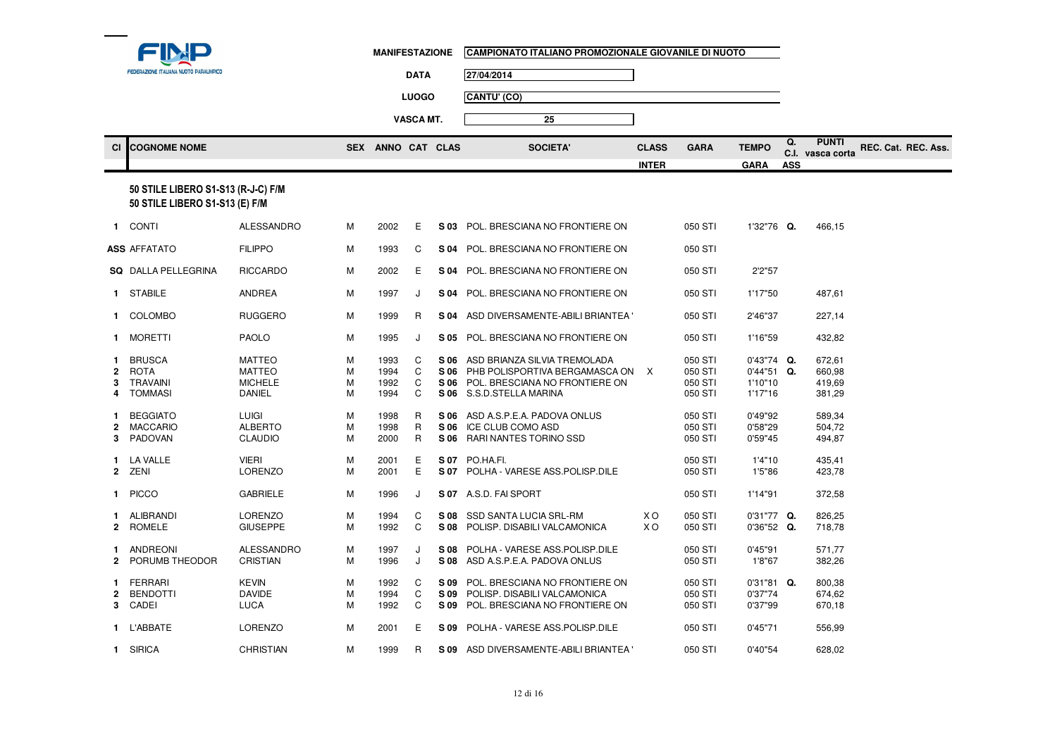FINP
FEDERAZIONE ITALIANA NUOTO PARALIMPICO

**MANIFESTAZIONE** CAMPIONATO ITALIANO PROMOZIONALE GIOVANILE DI NUOTO

**DATA** 27/04/2014

**LUOGO** CANTU' (CO)

**VASCA MT.** 25

| Cl | COGNOME NOME | | SEX | ANNO | CAT | CLAS | SOCIETA' | CLASS INTER | GARA | TEMPO GARA | Q. C.I. ASS | PUNTI vasca corta | REC. Cat. | REC. Ass. |
|---|---|---|---|---|---|---|---|---|---|---|---|---|---|---|
| | **50 STILE LIBERO S1-S13 (R-J-C) F/M** | | | | | | | | | | | | | |
| | **50 STILE LIBERO S1-S13 (E) F/M** | | | | | | | | | | | | | |
| **1** | CONTI | ALESSANDRO | M | 2002 | E | **S 03** | POL. BRESCIANA NO FRONTIERE ON | | 050 STI | 1'32"76 | **Q.** | 466,15 | | |
| **ASS** | AFFATATO | FILIPPO | M | 1993 | C | **S 04** | POL. BRESCIANA NO FRONTIERE ON | | 050 STI | | | | | |
| **SQ** | DALLA PELLEGRINA | RICCARDO | M | 2002 | E | **S 04** | POL. BRESCIANA NO FRONTIERE ON | | 050 STI | 2'2"57 | | | | |
| **1** | STABILE | ANDREA | M | 1997 | J | **S 04** | POL. BRESCIANA NO FRONTIERE ON | | 050 STI | 1'17"50 | | 487,61 | | |
| **1** | COLOMBO | RUGGERO | M | 1999 | R | **S 04** | ASD DIVERSAMENTE-ABILI BRIANTEA ' | | 050 STI | 2'46"37 | | 227,14 | | |
| **1** | MORETTI | PAOLO | M | 1995 | J | **S 05** | POL. BRESCIANA NO FRONTIERE ON | | 050 STI | 1'16"59 | | 432,82 | | |
| **1** | BRUSCA | MATTEO | M | 1993 | C | **S 06** | ASD BRIANZA SILVIA TREMOLADA | | 050 STI | 0'43"74 | **Q.** | 672,61 | | |
| **2** | ROTA | MATTEO | M | 1994 | C | **S 06** | PHB POLISPORTIVA BERGAMASCA ON | X | 050 STI | 0'44"51 | **Q.** | 660,98 | | |
| **3** | TRAVAINI | MICHELE | M | 1992 | C | **S 06** | POL. BRESCIANA NO FRONTIERE ON | | 050 STI | 1'10"10 | | 419,69 | | |
| **4** | TOMMASI | DANIEL | M | 1994 | C | **S 06** | S.S.D.STELLA MARINA | | 050 STI | 1'17"16 | | 381,29 | | |
| **1** | BEGGIATO | LUIGI | M | 1998 | R | **S 06** | ASD A.S.P.E.A. PADOVA ONLUS | | 050 STI | 0'49"92 | | 589,34 | | |
| **2** | MACCARIO | ALBERTO | M | 1998 | R | **S 06** | ICE CLUB COMO ASD | | 050 STI | 0'58"29 | | 504,72 | | |
| **3** | PADOVAN | CLAUDIO | M | 2000 | R | **S 06** | RARI NANTES TORINO SSD | | 050 STI | 0'59"45 | | 494,87 | | |
| **1** | LA VALLE | VIERI | M | 2001 | E | **S 07** | PO.HA.FI. | | 050 STI | 1'4"10 | | 435,41 | | |
| **2** | ZENI | LORENZO | M | 2001 | E | **S 07** | POLHA - VARESE ASS.POLISP.DILE | | 050 STI | 1'5"86 | | 423,78 | | |
| **1** | PICCO | GABRIELE | M | 1996 | J | **S 07** | A.S.D. FAI SPORT | | 050 STI | 1'14"91 | | 372,58 | | |
| **1** | ALIBRANDI | LORENZO | M | 1994 | C | **S 08** | SSD SANTA LUCIA SRL-RM | X O | 050 STI | 0'31"77 | **Q.** | 826,25 | | |
| **2** | ROMELE | GIUSEPPE | M | 1992 | C | **S 08** | POLISP. DISABILI VALCAMONICA | X O | 050 STI | 0'36"52 | **Q.** | 718,78 | | |
| **1** | ANDREONI | ALESSANDRO | M | 1997 | J | **S 08** | POLHA - VARESE ASS.POLISP.DILE | | 050 STI | 0'45"91 | | 571,77 | | |
| **2** | PORUMB THEODOR | CRISTIAN | M | 1996 | J | **S 08** | ASD A.S.P.E.A. PADOVA ONLUS | | 050 STI | 1'8"67 | | 382,26 | | |
| **1** | FERRARI | KEVIN | M | 1992 | C | **S 09** | POL. BRESCIANA NO FRONTIERE ON | | 050 STI | 0'31"81 | **Q.** | 800,38 | | |
| **2** | BENDOTTI | DAVIDE | M | 1994 | C | **S 09** | POLISP. DISABILI VALCAMONICA | | 050 STI | 0'37"74 | | 674,62 | | |
| **3** | CADEI | LUCA | M | 1992 | C | **S 09** | POL. BRESCIANA NO FRONTIERE ON | | 050 STI | 0'37"99 | | 670,18 | | |
| **1** | L'ABBATE | LORENZO | M | 2001 | E | **S 09** | POLHA - VARESE ASS.POLISP.DILE | | 050 STI | 0'45"71 | | 556,99 | | |
| **1** | SIRICA | CHRISTIAN | M | 1999 | R | **S 09** | ASD DIVERSAMENTE-ABILI BRIANTEA ' | | 050 STI | 0'40"54 | | 628,02 | | |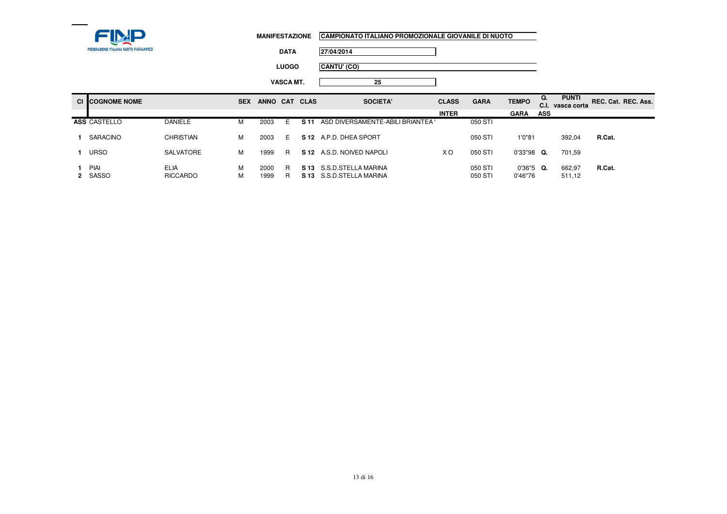FINP
FEDERAZIONE ITALIANA NUOTO PARALIMPICO

**MANIFESTAZIONE** CAMPIONATO ITALIANO PROMOZIONALE GIOVANILE DI NUOTO

**DATA** 27/04/2014

**LUOGO** CANTU' (CO)

**VASCA MT.** 25

| Cl | COGNOME NOME | | SEX | ANNO | CAT | CLAS | SOCIETA' | CLASS INTER | GARA | TEMPO GARA | Q. C.I. ASS | PUNTI vasca corta | REC. Cat. | REC. Ass. |
|---|---|---|---|---|---|---|---|---|---|---|---|---|---|---|
| ASS | CASTELLO | DANIELE | M | 2003 | E | S 11 | ASD DIVERSAMENTE-ABILI BRIANTEA ' | | 050 STI | | | | | |
| 1 | SARACINO | CHRISTIAN | M | 2003 | E | S 12 | A.P.D. DHEA SPORT | | 050 STI | 1'0"81 | | 392,04 | R.Cat. | |
| 1 | URSO | SALVATORE | M | 1999 | R | S 12 | A.S.D. NOIVED NAPOLI | X O | 050 STI | 0'33"98 | Q. | 701,59 | | |
| 1 | PIAI | ELIA | M | 2000 | R | S 13 | S.S.D.STELLA MARINA | | 050 STI | 0'36"5 | Q. | 662,97 | R.Cat. | |
| 2 | SASSO | RICCARDO | M | 1999 | R | S 13 | S.S.D.STELLA MARINA | | 050 STI | 0'46"76 | | 511,12 | | |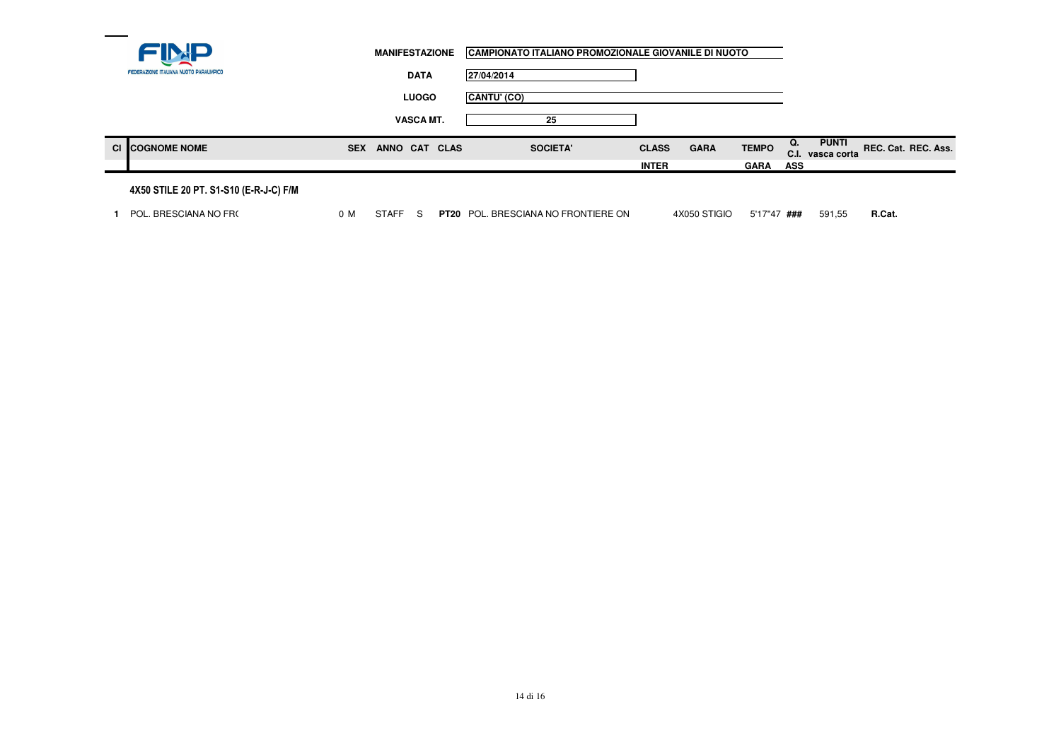FINP
FEDERAZIONE ITALIANA NUOTO PARALIMPICO

| | |
|---|---|
| **MANIFESTAZIONE** | **CAMPIONATO ITALIANO PROMOZIONALE GIOVANILE DI NUOTO** |
| **DATA** | **27/04/2014** |
| **LUOGO** | **CANTU' (CO)** |
| **VASCA MT.** | **25** |

### 4X50 STILE 20 PT. S1-S10 (E-R-J-C) F/M

| Cl | COGNOME NOME | SEX | ANNO | CAT | CLAS | SOCIETA' | CLASS INTER | GARA | TEMPO GARA | Q. C.I. ASS | PUNTI vasca corta | REC. Cat. | REC. Ass. |
|---|---|---|---|---|---|---|---|---|---|---|---|---|---|
| **1** | POL. BRESCIANA NO FR( | 0 M | STAFF | S | **PT20** | POL. BRESCIANA NO FRONTIERE ON | | 4X050 STIGIO | 5'17"47 | **###** | 591,55 | **R.Cat.** | |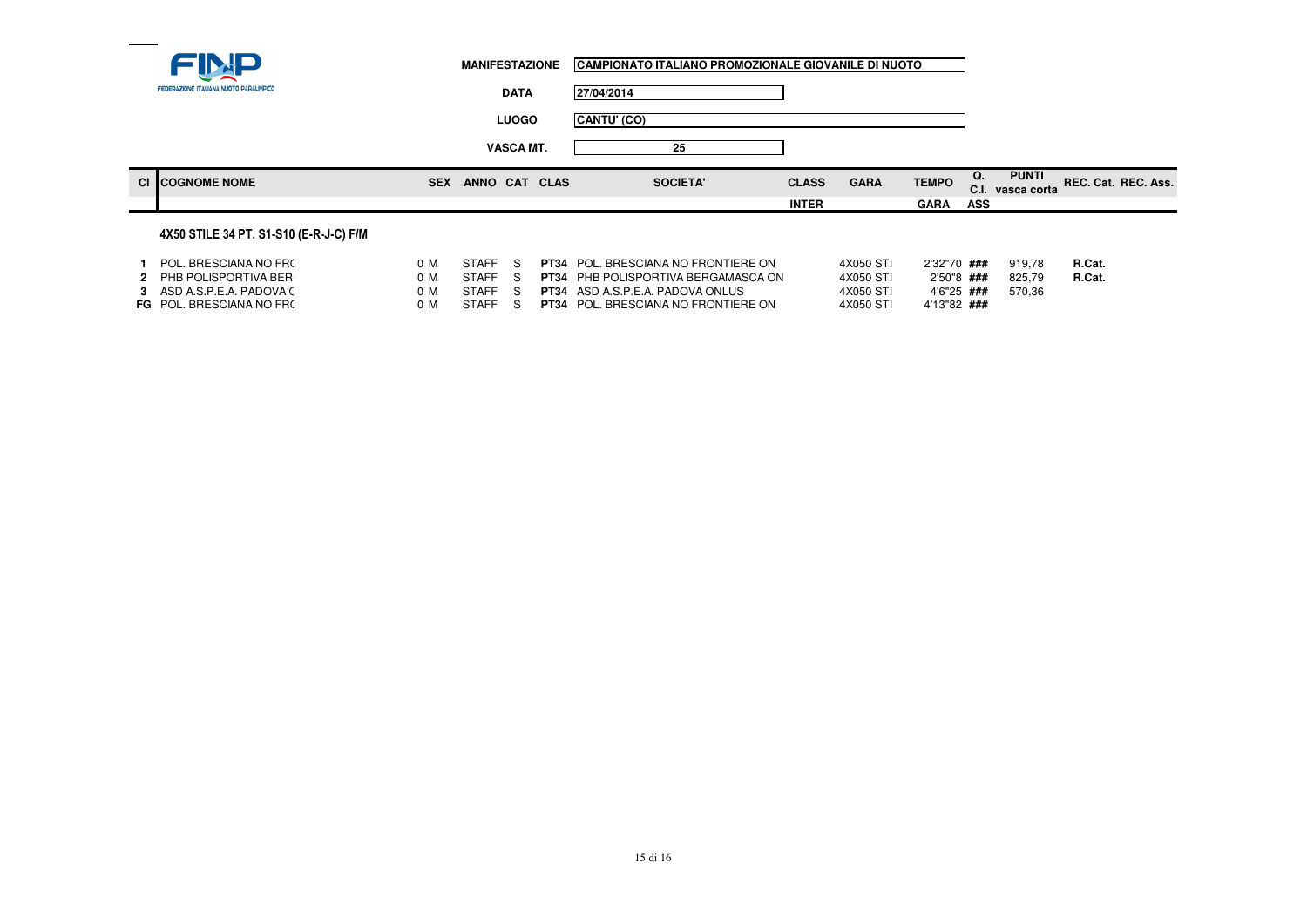FINP
FEDERAZIONE ITALIANA NUOTO PARALIMPICO

| | |
|---|---|
| **MANIFESTAZIONE** | **CAMPIONATO ITALIANO PROMOZIONALE GIOVANILE DI NUOTO** |
| **DATA** | 27/04/2014 |
| **LUOGO** | CANTU' (CO) |
| **VASCA MT.** | 25 |

### 4X50 STILE 34 PT. S1-S10 (E-R-J-C) F/M

| Cl | COGNOME NOME | SEX | ANNO | CAT | CLAS | SOCIETA' | CLASS INTER | GARA | TEMPO GARA | Q. C.I. ASS | PUNTI vasca corta | REC. Cat. | REC. Ass. |
|---|---|---|---|---|---|---|---|---|---|---|---|---|---|
| 1 | POL. BRESCIANA NO FR( | 0 M | STAFF | S | PT34 | POL. BRESCIANA NO FRONTIERE ON | | 4X050 STI | 2'32"70 | ### | 919,78 | R.Cat. | |
| 2 | PHB POLISPORTIVA BER | 0 M | STAFF | S | PT34 | PHB POLISPORTIVA BERGAMASCA ON | | 4X050 STI | 2'50"8 | ### | 825,79 | R.Cat. | |
| 3 | ASD A.S.P.E.A. PADOVA ( | 0 M | STAFF | S | PT34 | ASD A.S.P.E.A. PADOVA ONLUS | | 4X050 STI | 4'6"25 | ### | 570,36 | | |
| FG | POL. BRESCIANA NO FR( | 0 M | STAFF | S | PT34 | POL. BRESCIANA NO FRONTIERE ON | | 4X050 STI | 4'13"82 | ### | | | |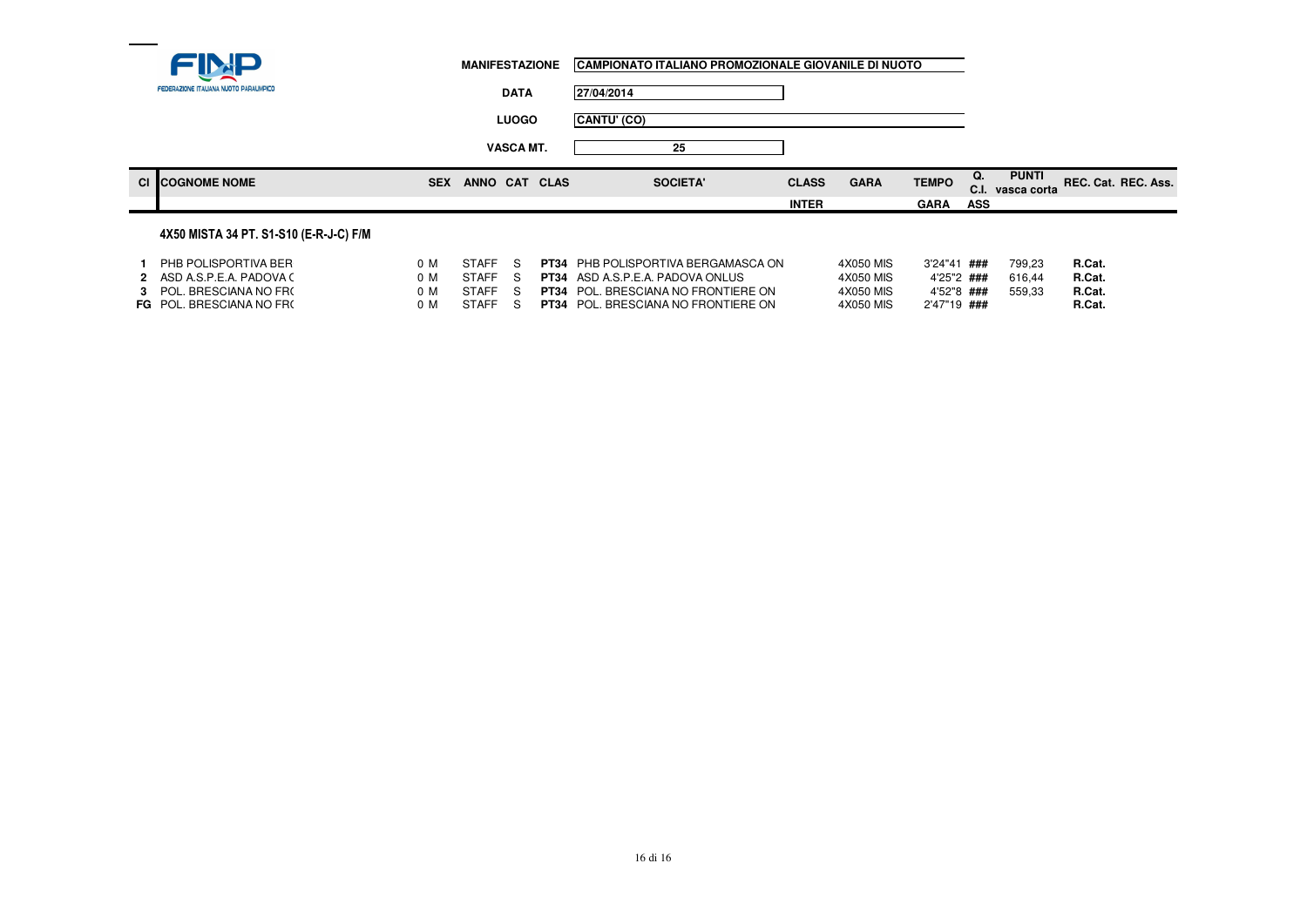FINP
FEDERAZIONE ITALIANA NUOTO PARALIMPICO

**MANIFESTAZIONE** CAMPIONATO ITALIANO PROMOZIONALE GIOVANILE DI NUOTO

**DATA** 27/04/2014

**LUOGO** CANTU' (CO)

**VASCA MT.** 25

### 4X50 MISTA 34 PT. S1-S10 (E-R-J-C) F/M

| Cl | COGNOME NOME | SEX | ANNO | CAT | CLAS | SOCIETA' | CLASS INTER | GARA | TEMPO GARA | Q. C.I. ASS | PUNTI vasca corta | REC. Cat. | REC. Ass. |
|---|---|---|---|---|---|---|---|---|---|---|---|---|---|
| 1 | PHB POLISPORTIVA BER | 0 M | STAFF | S | PT34 | PHB POLISPORTIVA BERGAMASCA ON | | 4X050 MIS | 3'24"41 | ### | 799,23 | R.Cat. | |
| 2 | ASD A.S.P.E.A. PADOVA ( | 0 M | STAFF | S | PT34 | ASD A.S.P.E.A. PADOVA ONLUS | | 4X050 MIS | 4'25"2 | ### | 616,44 | R.Cat. | |
| 3 | POL. BRESCIANA NO FR( | 0 M | STAFF | S | PT34 | POL. BRESCIANA NO FRONTIERE ON | | 4X050 MIS | 4'52"8 | ### | 559,33 | R.Cat. | |
| FG | POL. BRESCIANA NO FR( | 0 M | STAFF | S | PT34 | POL. BRESCIANA NO FRONTIERE ON | | 4X050 MIS | 2'47"19 | ### | | R.Cat. | |